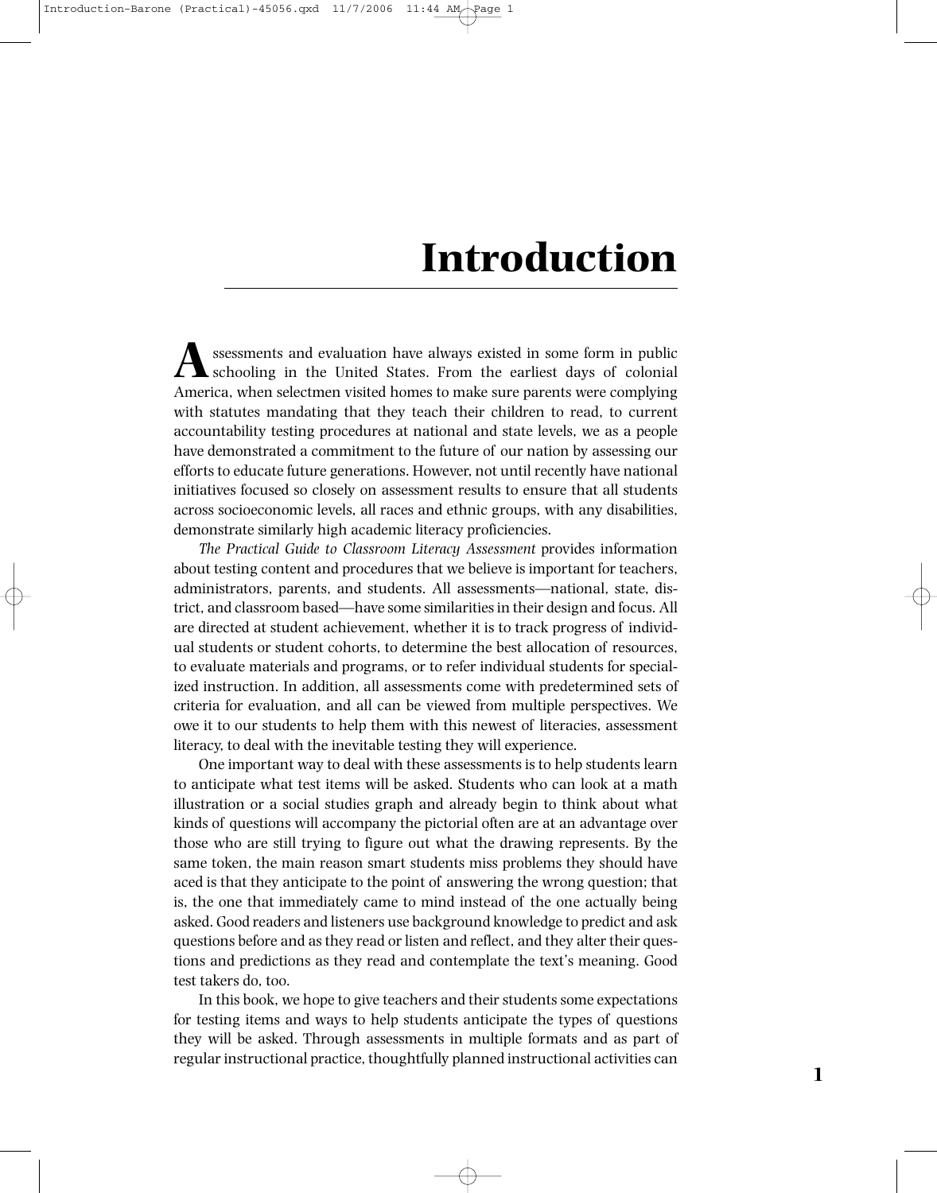# Introduction

Assessments and evaluation have always existed in some form in public schooling in the United States. From the earliest days of colonial America, when selectmen visited homes to make sure parents were complying with statutes mandating that they teach their children to read, to current accountability testing procedures at national and state levels, we as a people have demonstrated a commitment to the future of our nation by assessing our efforts to educate future generations. However, not until recently have national initiatives focused so closely on assessment results to ensure that all students across socioeconomic levels, all races and ethnic groups, with any disabilities, demonstrate similarly high academic literacy proficiencies.

*The Practical Guide to Classroom Literacy Assessment* provides information about testing content and procedures that we believe is important for teachers, administrators, parents, and students. All assessments—national, state, district, and classroom based—have some similarities in their design and focus. All are directed at student achievement, whether it is to track progress of individual students or student cohorts, to determine the best allocation of resources, to evaluate materials and programs, or to refer individual students for specialized instruction. In addition, all assessments come with predetermined sets of criteria for evaluation, and all can be viewed from multiple perspectives. We owe it to our students to help them with this newest of literacies, assessment literacy, to deal with the inevitable testing they will experience.

One important way to deal with these assessments is to help students learn to anticipate what test items will be asked. Students who can look at a math illustration or a social studies graph and already begin to think about what kinds of questions will accompany the pictorial often are at an advantage over those who are still trying to figure out what the drawing represents. By the same token, the main reason smart students miss problems they should have aced is that they anticipate to the point of answering the wrong question; that is, the one that immediately came to mind instead of the one actually being asked. Good readers and listeners use background knowledge to predict and ask questions before and as they read or listen and reflect, and they alter their questions and predictions as they read and contemplate the text's meaning. Good test takers do, too.

In this book, we hope to give teachers and their students some expectations for testing items and ways to help students anticipate the types of questions they will be asked. Through assessments in multiple formats and as part of regular instructional practice, thoughtfully planned instructional activities can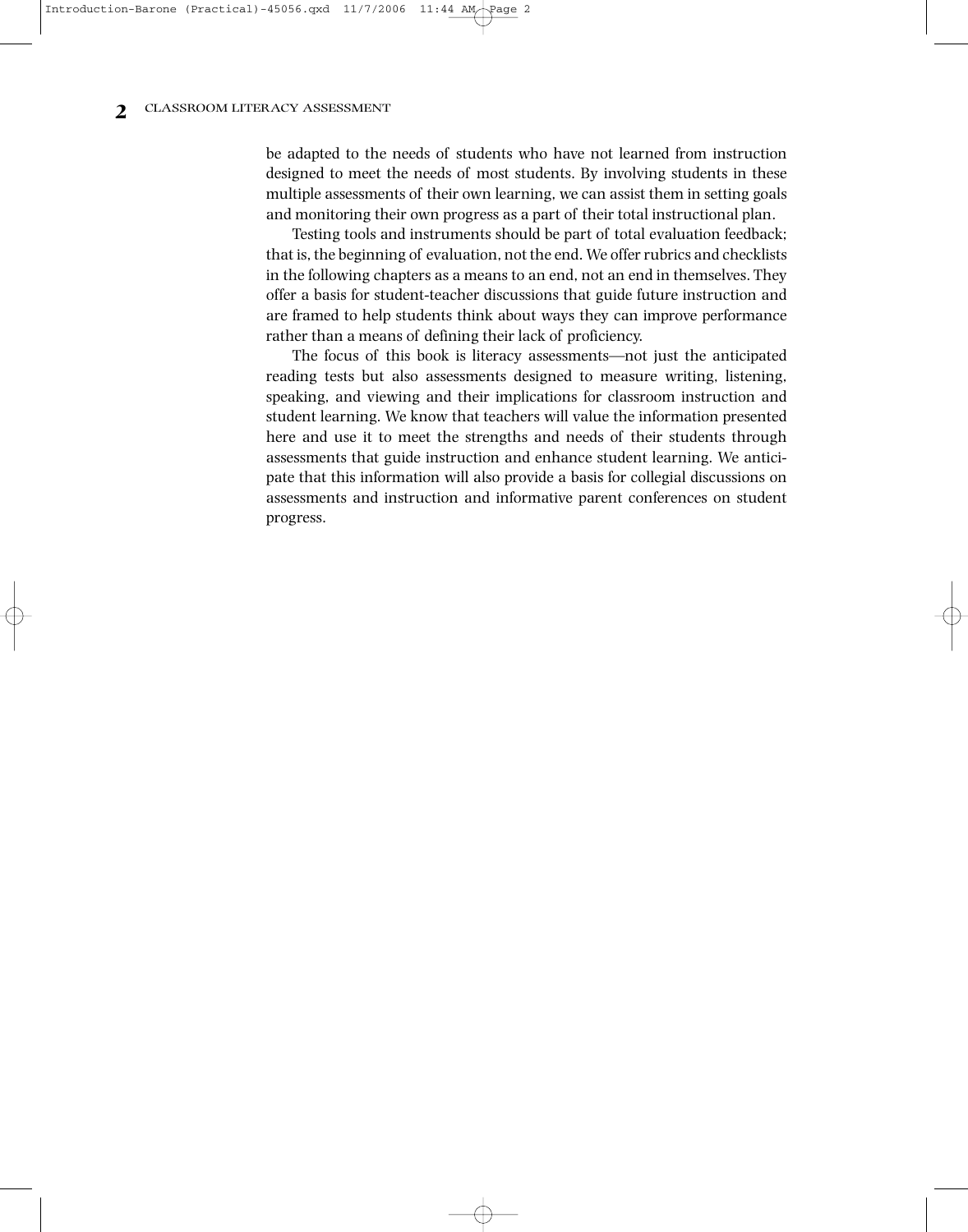be adapted to the needs of students who have not learned from instruction designed to meet the needs of most students. By involving students in these multiple assessments of their own learning, we can assist them in setting goals and monitoring their own progress as a part of their total instructional plan.

Testing tools and instruments should be part of total evaluation feedback; that is, the beginning of evaluation, not the end. We offer rubrics and checklists in the following chapters as a means to an end, not an end in themselves. They offer a basis for student-teacher discussions that guide future instruction and are framed to help students think about ways they can improve performance rather than a means of defining their lack of proficiency.

The focus of this book is literacy assessments—not just the anticipated reading tests but also assessments designed to measure writing, listening, speaking, and viewing and their implications for classroom instruction and student learning. We know that teachers will value the information presented here and use it to meet the strengths and needs of their students through assessments that guide instruction and enhance student learning. We anticipate that this information will also provide a basis for collegial discussions on assessments and instruction and informative parent conferences on student progress.